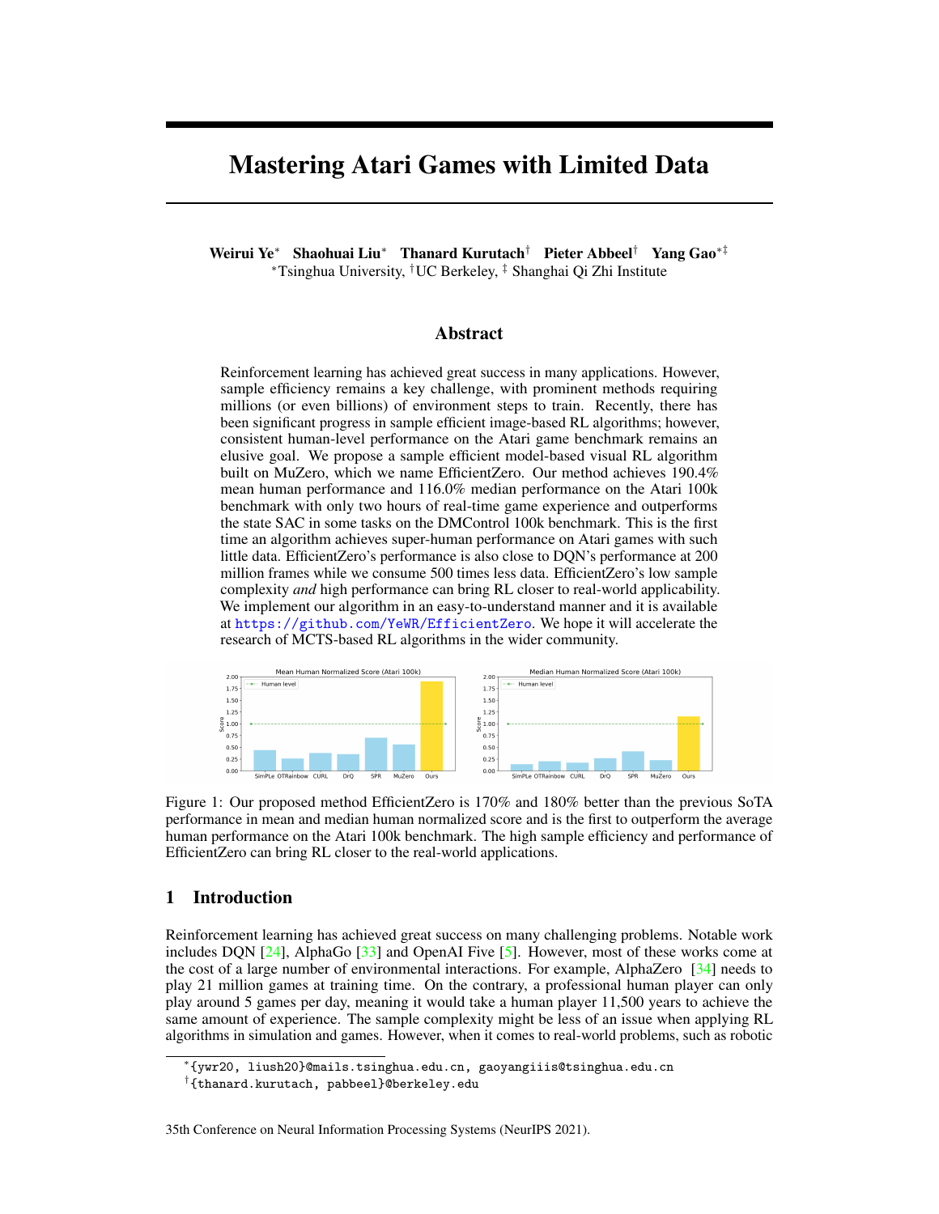# Mastering Atari Games with Limited Data

**Weirui Ye**[*] **Shaohuai Liu**[*] **Thanard Kurutach**[†] **Pieter Abbeel**[†] **Yang Gao**[*‡]

[*]Tsinghua University, [†]UC Berkeley, [‡] Shanghai Qi Zhi Institute

## Abstract

Reinforcement learning has achieved great success in many applications. However, sample efficiency remains a key challenge, with prominent methods requiring millions (or even billions) of environment steps to train. Recently, there has been significant progress in sample efficient image-based RL algorithms; however, consistent human-level performance on the Atari game benchmark remains an elusive goal. We propose a sample efficient model-based visual RL algorithm built on MuZero, which we name EfficientZero. Our method achieves 190.4% mean human performance and 116.0% median performance on the Atari 100k benchmark with only two hours of real-time game experience and outperforms the state SAC in some tasks on the DMControl 100k benchmark. This is the first time an algorithm achieves super-human performance on Atari games with such little data. EfficientZero's performance is also close to DQN's performance at 200 million frames while we consume 500 times less data. EfficientZero's low sample complexity *and* high performance can bring RL closer to real-world applicability. We implement our algorithm in an easy-to-understand manner and it is available at https://github.com/YeWR/EfficientZero. We hope it will accelerate the research of MCTS-based RL algorithms in the wider community.

Figure 1: Our proposed method EfficientZero is 170% and 180% better than the previous SoTA performance in mean and median human normalized score and is the first to outperform the average human performance on the Atari 100k benchmark. The high sample efficiency and performance of EfficientZero can bring RL closer to the real-world applications.

## 1 Introduction

Reinforcement learning has achieved great success on many challenging problems. Notable work includes DQN [24], AlphaGo [33] and OpenAI Five [5]. However, most of these works come at the cost of a large number of environmental interactions. For example, AlphaZero [34] needs to play 21 million games at training time. On the contrary, a professional human player can only play around 5 games per day, meaning it would take a human player 11,500 years to achieve the same amount of experience. The sample complexity might be less of an issue when applying RL algorithms in simulation and games. However, when it comes to real-world problems, such as robotic

[*]{ywr20, liush20}@mails.tsinghua.edu.cn, gaoyangiiis@tsinghua.edu.cn

[†]{thanard.kurutach, pabbeel}@berkeley.edu

35th Conference on Neural Information Processing Systems (NeurIPS 2021).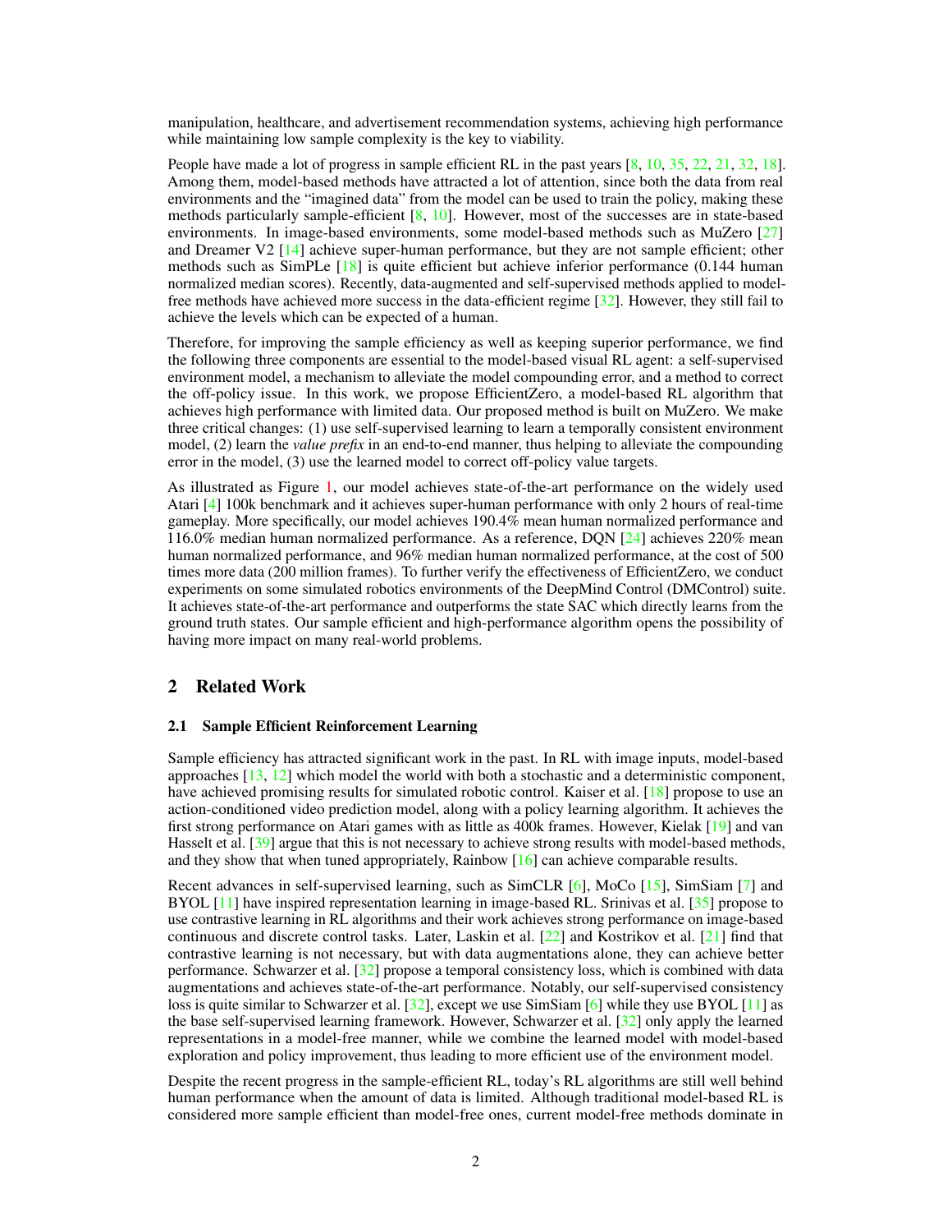manipulation, healthcare, and advertisement recommendation systems, achieving high performance while maintaining low sample complexity is the key to viability.

People have made a lot of progress in sample efficient RL in the past years [8, 10, 35, 22, 21, 32, 18]. Among them, model-based methods have attracted a lot of attention, since both the data from real environments and the "imagined data" from the model can be used to train the policy, making these methods particularly sample-efficient [8, 10]. However, most of the successes are in state-based environments. In image-based environments, some model-based methods such as MuZero [27] and Dreamer V2 [14] achieve super-human performance, but they are not sample efficient; other methods such as SimPLe [18] is quite efficient but achieve inferior performance (0.144 human normalized median scores). Recently, data-augmented and self-supervised methods applied to model-free methods have achieved more success in the data-efficient regime [32]. However, they still fail to achieve the levels which can be expected of a human.

Therefore, for improving the sample efficiency as well as keeping superior performance, we find the following three components are essential to the model-based visual RL agent: a self-supervised environment model, a mechanism to alleviate the model compounding error, and a method to correct the off-policy issue. In this work, we propose EfficientZero, a model-based RL algorithm that achieves high performance with limited data. Our proposed method is built on MuZero. We make three critical changes: (1) use self-supervised learning to learn a temporally consistent environment model, (2) learn the *value prefix* in an end-to-end manner, thus helping to alleviate the compounding error in the model, (3) use the learned model to correct off-policy value targets.

As illustrated as Figure 1, our model achieves state-of-the-art performance on the widely used Atari [4] 100k benchmark and it achieves super-human performance with only 2 hours of real-time gameplay. More specifically, our model achieves 190.4% mean human normalized performance and 116.0% median human normalized performance. As a reference, DQN [24] achieves 220% mean human normalized performance, and 96% median human normalized performance, at the cost of 500 times more data (200 million frames). To further verify the effectiveness of EfficientZero, we conduct experiments on some simulated robotics environments of the DeepMind Control (DMControl) suite. It achieves state-of-the-art performance and outperforms the state SAC which directly learns from the ground truth states. Our sample efficient and high-performance algorithm opens the possibility of having more impact on many real-world problems.

## 2 Related Work

### 2.1 Sample Efficient Reinforcement Learning

Sample efficiency has attracted significant work in the past. In RL with image inputs, model-based approaches [13, 12] which model the world with both a stochastic and a deterministic component, have achieved promising results for simulated robotic control. Kaiser et al. [18] propose to use an action-conditioned video prediction model, along with a policy learning algorithm. It achieves the first strong performance on Atari games with as little as 400k frames. However, Kielak [19] and van Hasselt et al. [39] argue that this is not necessary to achieve strong results with model-based methods, and they show that when tuned appropriately, Rainbow [16] can achieve comparable results.

Recent advances in self-supervised learning, such as SimCLR [6], MoCo [15], SimSiam [7] and BYOL [11] have inspired representation learning in image-based RL. Srinivas et al. [35] propose to use contrastive learning in RL algorithms and their work achieves strong performance on image-based continuous and discrete control tasks. Later, Laskin et al. [22] and Kostrikov et al. [21] find that contrastive learning is not necessary, but with data augmentations alone, they can achieve better performance. Schwarzer et al. [32] propose a temporal consistency loss, which is combined with data augmentations and achieves state-of-the-art performance. Notably, our self-supervised consistency loss is quite similar to Schwarzer et al. [32], except we use SimSiam [6] while they use BYOL [11] as the base self-supervised learning framework. However, Schwarzer et al. [32] only apply the learned representations in a model-free manner, while we combine the learned model with model-based exploration and policy improvement, thus leading to more efficient use of the environment model.

Despite the recent progress in the sample-efficient RL, today's RL algorithms are still well behind human performance when the amount of data is limited. Although traditional model-based RL is considered more sample efficient than model-free ones, current model-free methods dominate in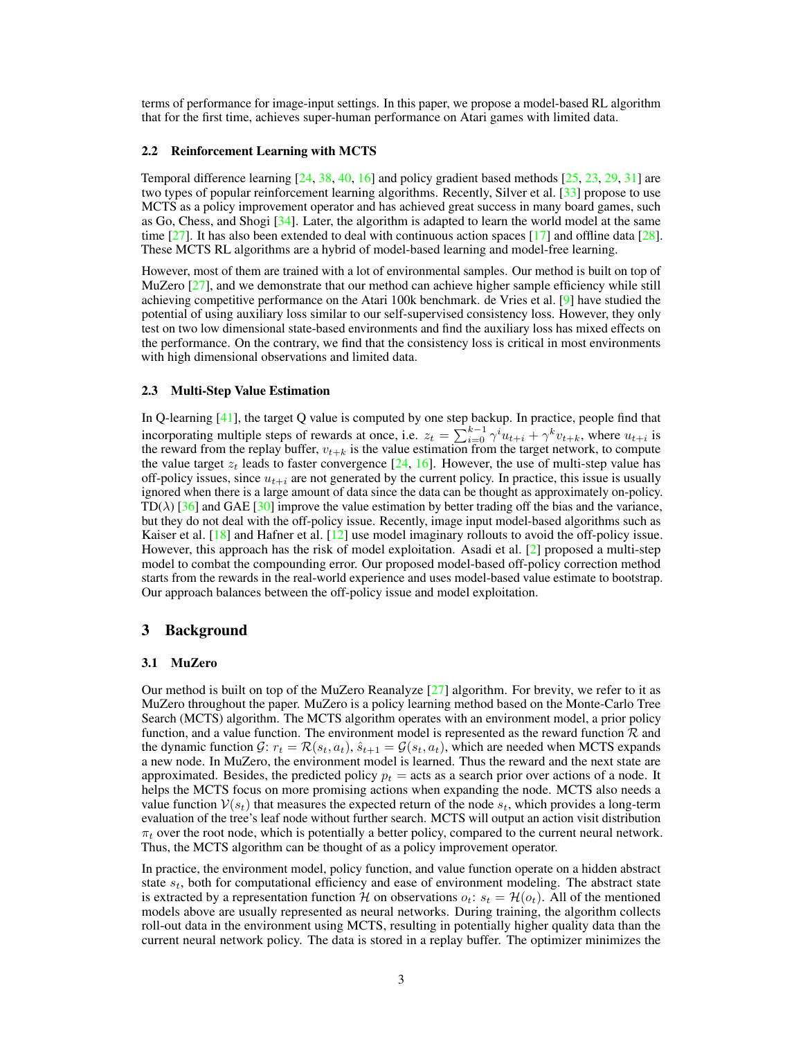terms of performance for image-input settings. In this paper, we propose a model-based RL algorithm that for the first time, achieves super-human performance on Atari games with limited data.

### 2.2 Reinforcement Learning with MCTS

Temporal difference learning [24, 38, 40, 16] and policy gradient based methods [25, 23, 29, 31] are two types of popular reinforcement learning algorithms. Recently, Silver et al. [33] propose to use MCTS as a policy improvement operator and has achieved great success in many board games, such as Go, Chess, and Shogi [34]. Later, the algorithm is adapted to learn the world model at the same time [27]. It has also been extended to deal with continuous action spaces [17] and offline data [28]. These MCTS RL algorithms are a hybrid of model-based learning and model-free learning.

However, most of them are trained with a lot of environmental samples. Our method is built on top of MuZero [27], and we demonstrate that our method can achieve higher sample efficiency while still achieving competitive performance on the Atari 100k benchmark. de Vries et al. [9] have studied the potential of using auxiliary loss similar to our self-supervised consistency loss. However, they only test on two low dimensional state-based environments and find the auxiliary loss has mixed effects on the performance. On the contrary, we find that the consistency loss is critical in most environments with high dimensional observations and limited data.

### 2.3 Multi-Step Value Estimation

In Q-learning [41], the target Q value is computed by one step backup. In practice, people find that incorporating multiple steps of rewards at once, i.e. $z_t = \sum_{i=0}^{k-1} \gamma^i u_{t+i} + \gamma^k v_{t+k}$, where $u_{t+i}$ is the reward from the replay buffer, $v_{t+k}$ is the value estimation from the target network, to compute the value target $z_t$ leads to faster convergence [24, 16]. However, the use of multi-step value has off-policy issues, since $u_{t+i}$ are not generated by the current policy. In practice, this issue is usually ignored when there is a large amount of data since the data can be thought as approximately on-policy. TD($\lambda$) [36] and GAE [30] improve the value estimation by better trading off the bias and the variance, but they do not deal with the off-policy issue. Recently, image input model-based algorithms such as Kaiser et al. [18] and Hafner et al. [12] use model imaginary rollouts to avoid the off-policy issue. However, this approach has the risk of model exploitation. Asadi et al. [2] proposed a multi-step model to combat the compounding error. Our proposed model-based off-policy correction method starts from the rewards in the real-world experience and uses model-based value estimate to bootstrap. Our approach balances between the off-policy issue and model exploitation.

## 3 Background

### 3.1 MuZero

Our method is built on top of the MuZero Reanalyze [27] algorithm. For brevity, we refer to it as MuZero throughout the paper. MuZero is a policy learning method based on the Monte-Carlo Tree Search (MCTS) algorithm. The MCTS algorithm operates with an environment model, a prior policy function, and a value function. The environment model is represented as the reward function $\mathcal{R}$ and the dynamic function $\mathcal{G}$: $r_t = \mathcal{R}(s_t, a_t)$, $\hat{s}_{t+1} = \mathcal{G}(s_t, a_t)$, which are needed when MCTS expands a new node. In MuZero, the environment model is learned. Thus the reward and the next state are approximated. Besides, the predicted policy $p_t =$ acts as a search prior over actions of a node. It helps the MCTS focus on more promising actions when expanding the node. MCTS also needs a value function $\mathcal{V}(s_t)$ that measures the expected return of the node $s_t$, which provides a long-term evaluation of the tree's leaf node without further search. MCTS will output an action visit distribution $\pi_t$ over the root node, which is potentially a better policy, compared to the current neural network. Thus, the MCTS algorithm can be thought of as a policy improvement operator.

In practice, the environment model, policy function, and value function operate on a hidden abstract state $s_t$, both for computational efficiency and ease of environment modeling. The abstract state is extracted by a representation function $\mathcal{H}$ on observations $o_t$: $s_t = \mathcal{H}(o_t)$. All of the mentioned models above are usually represented as neural networks. During training, the algorithm collects roll-out data in the environment using MCTS, resulting in potentially higher quality data than the current neural network policy. The data is stored in a replay buffer. The optimizer minimizes the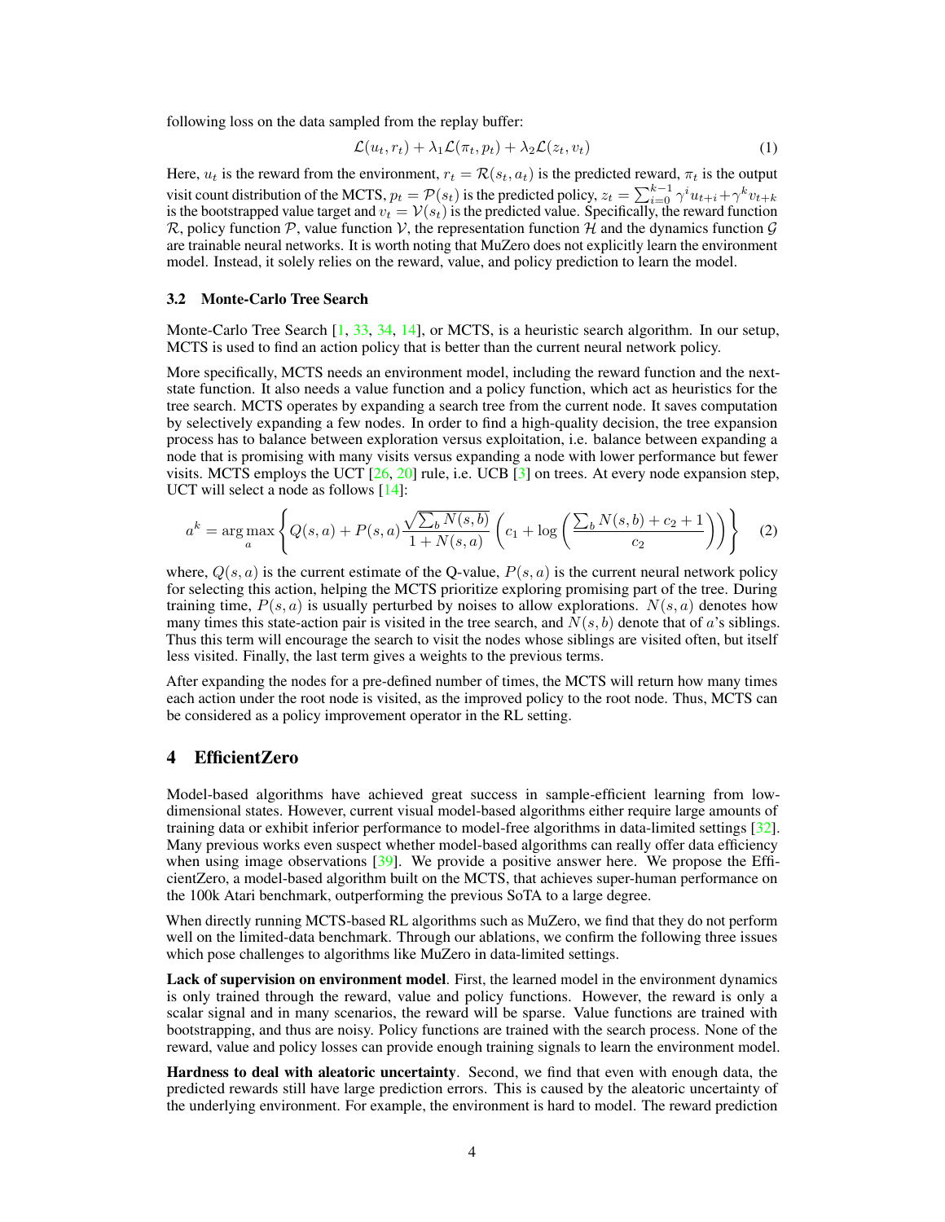following loss on the data sampled from the replay buffer:

$$\mathcal{L}(u_t, r_t) + \lambda_1 \mathcal{L}(\pi_t, p_t) + \lambda_2 \mathcal{L}(z_t, v_t) \tag{1}$$

Here, $u_t$ is the reward from the environment, $r_t = \mathcal{R}(s_t, a_t)$ is the predicted reward, $\pi_t$ is the output visit count distribution of the MCTS, $p_t = \mathcal{P}(s_t)$ is the predicted policy, $z_t = \sum_{i=0}^{k-1} \gamma^i u_{t+i} + \gamma^k v_{t+k}$ is the bootstrapped value target and $v_t = \mathcal{V}(s_t)$ is the predicted value. Specifically, the reward function $\mathcal{R}$, policy function $\mathcal{P}$, value function $\mathcal{V}$, the representation function $\mathcal{H}$ and the dynamics function $\mathcal{G}$ are trainable neural networks. It is worth noting that MuZero does not explicitly learn the environment model. Instead, it solely relies on the reward, value, and policy prediction to learn the model.

### 3.2 Monte-Carlo Tree Search

Monte-Carlo Tree Search [1, 33, 34, 14], or MCTS, is a heuristic search algorithm. In our setup, MCTS is used to find an action policy that is better than the current neural network policy.

More specifically, MCTS needs an environment model, including the reward function and the next-state function. It also needs a value function and a policy function, which act as heuristics for the tree search. MCTS operates by expanding a search tree from the current node. It saves computation by selectively expanding a few nodes. In order to find a high-quality decision, the tree expansion process has to balance between exploration versus exploitation, i.e. balance between expanding a node that is promising with many visits versus expanding a node with lower performance but fewer visits. MCTS employs the UCT [26, 20] rule, i.e. UCB [3] on trees. At every node expansion step, UCT will select a node as follows [14]:

$$a^k = \arg\max_a \left\{ Q(s,a) + P(s,a) \frac{\sqrt{\sum_b N(s,b)}}{1 + N(s,a)} \left( c_1 + \log\left( \frac{\sum_b N(s,b) + c_2 + 1}{c_2} \right) \right) \right\} \tag{2}$$

where, $Q(s,a)$ is the current estimate of the Q-value, $P(s,a)$ is the current neural network policy for selecting this action, helping the MCTS prioritize exploring promising part of the tree. During training time, $P(s,a)$ is usually perturbed by noises to allow explorations. $N(s,a)$ denotes how many times this state-action pair is visited in the tree search, and $N(s,b)$ denote that of $a$'s siblings. Thus this term will encourage the search to visit the nodes whose siblings are visited often, but itself less visited. Finally, the last term gives a weights to the previous terms.

After expanding the nodes for a pre-defined number of times, the MCTS will return how many times each action under the root node is visited, as the improved policy to the root node. Thus, MCTS can be considered as a policy improvement operator in the RL setting.

## 4 EfficientZero

Model-based algorithms have achieved great success in sample-efficient learning from low-dimensional states. However, current visual model-based algorithms either require large amounts of training data or exhibit inferior performance to model-free algorithms in data-limited settings [32]. Many previous works even suspect whether model-based algorithms can really offer data efficiency when using image observations [39]. We provide a positive answer here. We propose the EfficientZero, a model-based algorithm built on the MCTS, that achieves super-human performance on the 100k Atari benchmark, outperforming the previous SoTA to a large degree.

When directly running MCTS-based RL algorithms such as MuZero, we find that they do not perform well on the limited-data benchmark. Through our ablations, we confirm the following three issues which pose challenges to algorithms like MuZero in data-limited settings.

**Lack of supervision on environment model**. First, the learned model in the environment dynamics is only trained through the reward, value and policy functions. However, the reward is only a scalar signal and in many scenarios, the reward will be sparse. Value functions are trained with bootstrapping, and thus are noisy. Policy functions are trained with the search process. None of the reward, value and policy losses can provide enough training signals to learn the environment model.

**Hardness to deal with aleatoric uncertainty**. Second, we find that even with enough data, the predicted rewards still have large prediction errors. This is caused by the aleatoric uncertainty of the underlying environment. For example, the environment is hard to model. The reward prediction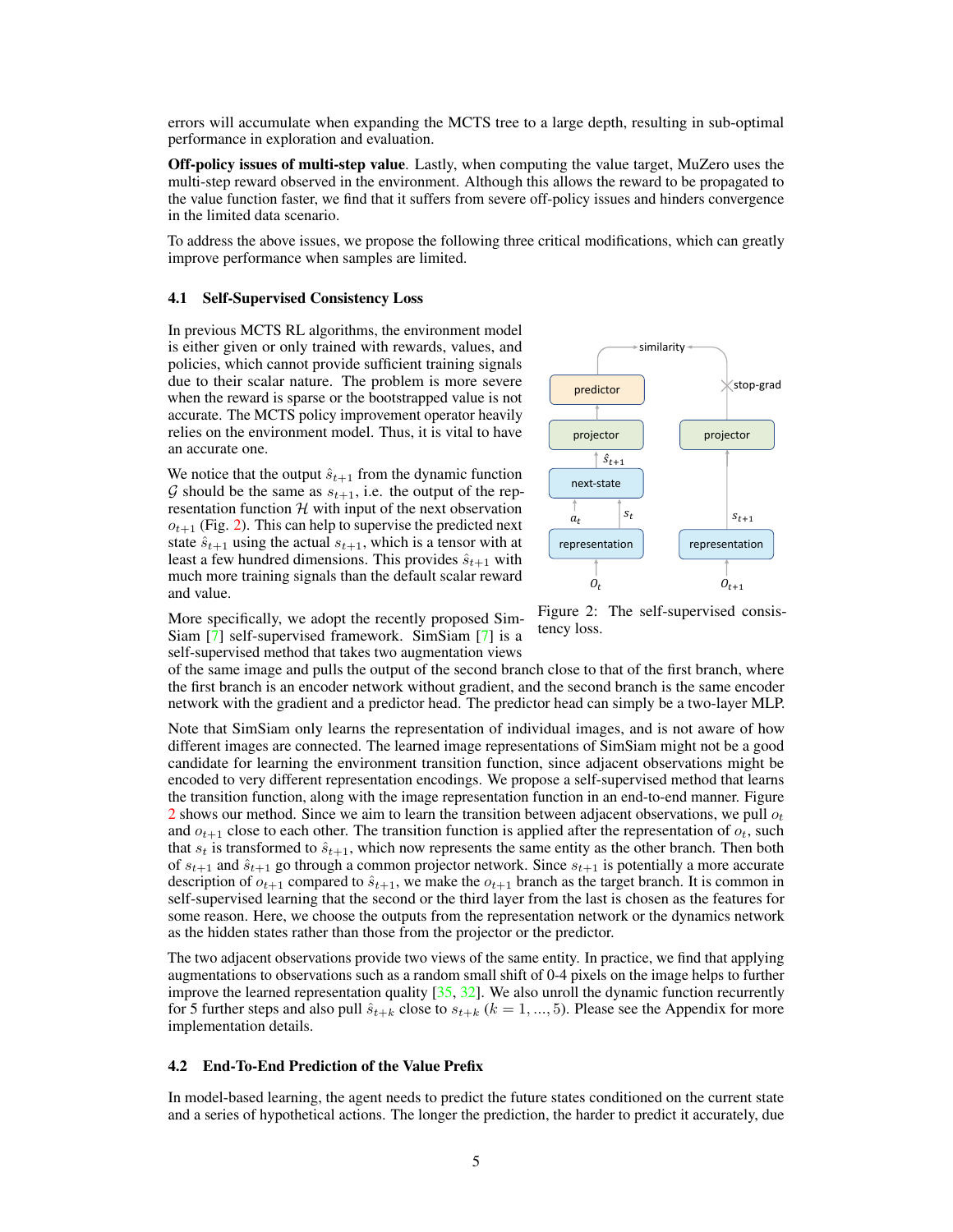errors will accumulate when expanding the MCTS tree to a large depth, resulting in sub-optimal performance in exploration and evaluation.

**Off-policy issues of multi-step value**. Lastly, when computing the value target, MuZero uses the multi-step reward observed in the environment. Although this allows the reward to be propagated to the value function faster, we find that it suffers from severe off-policy issues and hinders convergence in the limited data scenario.

To address the above issues, we propose the following three critical modifications, which can greatly improve performance when samples are limited.

### 4.1 Self-Supervised Consistency Loss

In previous MCTS RL algorithms, the environment model is either given or only trained with rewards, values, and policies, which cannot provide sufficient training signals due to their scalar nature. The problem is more severe when the reward is sparse or the bootstrapped value is not accurate. The MCTS policy improvement operator heavily relies on the environment model. Thus, it is vital to have an accurate one.

We notice that the output $\hat{s}_{t+1}$ from the dynamic function $\mathcal{G}$ should be the same as $s_{t+1}$, i.e. the output of the representation function $\mathcal{H}$ with input of the next observation $o_{t+1}$ (Fig. 2). This can help to supervise the predicted next state $\hat{s}_{t+1}$ using the actual $s_{t+1}$, which is a tensor with at least a few hundred dimensions. This provides $\hat{s}_{t+1}$ with much more training signals than the default scalar reward and value.

Figure 2: The self-supervised consistency loss.

More specifically, we adopt the recently proposed SimSiam [7] self-supervised framework. SimSiam [7] is a self-supervised method that takes two augmentation views of the same image and pulls the output of the second branch close to that of the first branch, where the first branch is an encoder network without gradient, and the second branch is the same encoder network with the gradient and a predictor head. The predictor head can simply be a two-layer MLP.

Note that SimSiam only learns the representation of individual images, and is not aware of how different images are connected. The learned image representations of SimSiam might not be a good candidate for learning the environment transition function, since adjacent observations might be encoded to very different representation encodings. We propose a self-supervised method that learns the transition function, along with the image representation function in an end-to-end manner. Figure 2 shows our method. Since we aim to learn the transition between adjacent observations, we pull $o_t$ and $o_{t+1}$ close to each other. The transition function is applied after the representation of $o_t$, such that $s_t$ is transformed to $\hat{s}_{t+1}$, which now represents the same entity as the other branch. Then both of $s_{t+1}$ and $\hat{s}_{t+1}$ go through a common projector network. Since $s_{t+1}$ is potentially a more accurate description of $o_{t+1}$ compared to $\hat{s}_{t+1}$, we make the $o_{t+1}$ branch as the target branch. It is common in self-supervised learning that the second or the third layer from the last is chosen as the features for some reason. Here, we choose the outputs from the representation network or the dynamics network as the hidden states rather than those from the projector or the predictor.

The two adjacent observations provide two views of the same entity. In practice, we find that applying augmentations to observations such as a random small shift of 0-4 pixels on the image helps to further improve the learned representation quality [35, 32]. We also unroll the dynamic function recurrently for 5 further steps and also pull $\hat{s}_{t+k}$ close to $s_{t+k}$ ($k = 1, ..., 5$). Please see the Appendix for more implementation details.

### 4.2 End-To-End Prediction of the Value Prefix

In model-based learning, the agent needs to predict the future states conditioned on the current state and a series of hypothetical actions. The longer the prediction, the harder to predict it accurately, due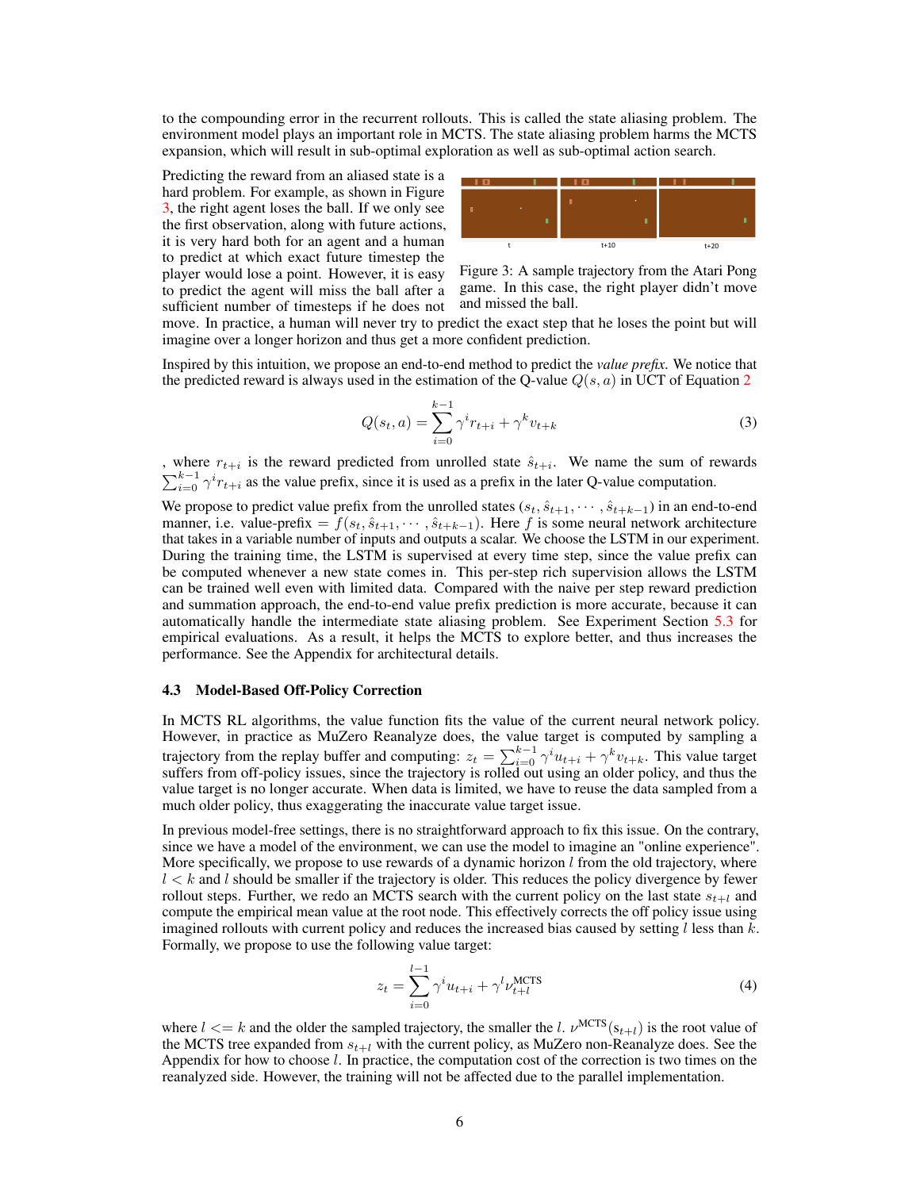to the compounding error in the recurrent rollouts. This is called the state aliasing problem. The environment model plays an important role in MCTS. The state aliasing problem harms the MCTS expansion, which will result in sub-optimal exploration as well as sub-optimal action search.

Predicting the reward from an aliased state is a hard problem. For example, as shown in Figure 3, the right agent loses the ball. If we only see the first observation, along with future actions, it is very hard both for an agent and a human to predict at which exact future timestep the player would lose a point. However, it is easy to predict the agent will miss the ball after a sufficient number of timesteps if he does not move. In practice, a human will never try to predict the exact step that he loses the point but will imagine over a longer horizon and thus get a more confident prediction.

Figure 3: A sample trajectory from the Atari Pong game. In this case, the right player didn't move and missed the ball.

Inspired by this intuition, we propose an end-to-end method to predict the *value prefix*. We notice that the predicted reward is always used in the estimation of the Q-value $Q(s, a)$ in UCT of Equation 2

$$Q(s_t, a) = \sum_{i=0}^{k-1} \gamma^i r_{t+i} + \gamma^k v_{t+k} \tag{3}$$

, where $r_{t+i}$ is the reward predicted from unrolled state $\hat{s}_{t+i}$. We name the sum of rewards $\sum_{i=0}^{k-1} \gamma^i r_{t+i}$ as the value prefix, since it is used as a prefix in the later Q-value computation.

We propose to predict value prefix from the unrolled states $(s_t, \hat{s}_{t+1}, \cdots, \hat{s}_{t+k-1})$ in an end-to-end manner, i.e. value-prefix $= f(s_t, \hat{s}_{t+1}, \cdots, \hat{s}_{t+k-1})$. Here $f$ is some neural network architecture that takes in a variable number of inputs and outputs a scalar. We choose the LSTM in our experiment. During the training time, the LSTM is supervised at every time step, since the value prefix can be computed whenever a new state comes in. This per-step rich supervision allows the LSTM can be trained well even with limited data. Compared with the naive per step reward prediction and summation approach, the end-to-end value prefix prediction is more accurate, because it can automatically handle the intermediate state aliasing problem. See Experiment Section 5.3 for empirical evaluations. As a result, it helps the MCTS to explore better, and thus increases the performance. See the Appendix for architectural details.

### 4.3 Model-Based Off-Policy Correction

In MCTS RL algorithms, the value function fits the value of the current neural network policy. However, in practice as MuZero Reanalyze does, the value target is computed by sampling a trajectory from the replay buffer and computing: $z_t = \sum_{i=0}^{k-1} \gamma^i u_{t+i} + \gamma^k v_{t+k}$. This value target suffers from off-policy issues, since the trajectory is rolled out using an older policy, and thus the value target is no longer accurate. When data is limited, we have to reuse the data sampled from a much older policy, thus exaggerating the inaccurate value target issue.

In previous model-free settings, there is no straightforward approach to fix this issue. On the contrary, since we have a model of the environment, we can use the model to imagine an "online experience". More specifically, we propose to use rewards of a dynamic horizon $l$ from the old trajectory, where $l < k$ and $l$ should be smaller if the trajectory is older. This reduces the policy divergence by fewer rollout steps. Further, we redo an MCTS search with the current policy on the last state $s_{t+l}$ and compute the empirical mean value at the root node. This effectively corrects the off policy issue using imagined rollouts with current policy and reduces the increased bias caused by setting $l$ less than $k$. Formally, we propose to use the following value target:

$$z_t = \sum_{i=0}^{l-1} \gamma^i u_{t+i} + \gamma^l \nu_{t+l}^{\text{MCTS}} \tag{4}$$

where $l <= k$ and the older the sampled trajectory, the smaller the $l$. $\nu^{\text{MCTS}}(s_{t+l})$ is the root value of the MCTS tree expanded from $s_{t+l}$ with the current policy, as MuZero non-Reanalyze does. See the Appendix for how to choose $l$. In practice, the computation cost of the correction is two times on the reanalyzed side. However, the training will not be affected due to the parallel implementation.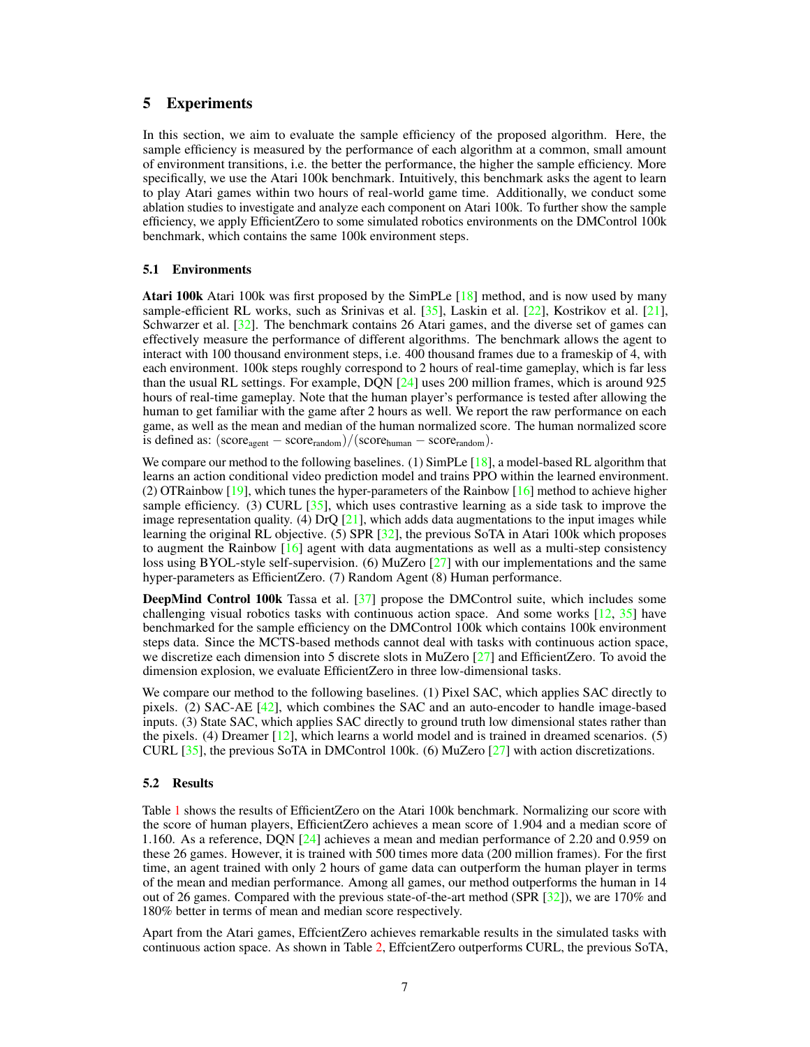# 5 Experiments

In this section, we aim to evaluate the sample efficiency of the proposed algorithm. Here, the sample efficiency is measured by the performance of each algorithm at a common, small amount of environment transitions, i.e. the better the performance, the higher the sample efficiency. More specifically, we use the Atari 100k benchmark. Intuitively, this benchmark asks the agent to learn to play Atari games within two hours of real-world game time. Additionally, we conduct some ablation studies to investigate and analyze each component on Atari 100k. To further show the sample efficiency, we apply EfficientZero to some simulated robotics environments on the DMControl 100k benchmark, which contains the same 100k environment steps.

## 5.1 Environments

**Atari 100k** Atari 100k was first proposed by the SimPLe [18] method, and is now used by many sample-efficient RL works, such as Srinivas et al. [35], Laskin et al. [22], Kostrikov et al. [21], Schwarzer et al. [32]. The benchmark contains 26 Atari games, and the diverse set of games can effectively measure the performance of different algorithms. The benchmark allows the agent to interact with 100 thousand environment steps, i.e. 400 thousand frames due to a frameskip of 4, with each environment. 100k steps roughly correspond to 2 hours of real-time gameplay, which is far less than the usual RL settings. For example, DQN [24] uses 200 million frames, which is around 925 hours of real-time gameplay. Note that the human player's performance is tested after allowing the human to get familiar with the game after 2 hours as well. We report the raw performance on each game, as well as the mean and median of the human normalized score. The human normalized score is defined as: $(\text{score}_{\text{agent}} - \text{score}_{\text{random}})/(\text{score}_{\text{human}} - \text{score}_{\text{random}})$.

We compare our method to the following baselines. (1) SimPLe [18], a model-based RL algorithm that learns an action conditional video prediction model and trains PPO within the learned environment. (2) OTRainbow [19], which tunes the hyper-parameters of the Rainbow [16] method to achieve higher sample efficiency. (3) CURL [35], which uses contrastive learning as a side task to improve the image representation quality. (4) DrQ [21], which adds data augmentations to the input images while learning the original RL objective. (5) SPR [32], the previous SoTA in Atari 100k which proposes to augment the Rainbow [16] agent with data augmentations as well as a multi-step consistency loss using BYOL-style self-supervision. (6) MuZero [27] with our implementations and the same hyper-parameters as EfficientZero. (7) Random Agent (8) Human performance.

**DeepMind Control 100k** Tassa et al. [37] propose the DMControl suite, which includes some challenging visual robotics tasks with continuous action space. And some works [12, 35] have benchmarked for the sample efficiency on the DMControl 100k which contains 100k environment steps data. Since the MCTS-based methods cannot deal with tasks with continuous action space, we discretize each dimension into 5 discrete slots in MuZero [27] and EfficientZero. To avoid the dimension explosion, we evaluate EfficientZero in three low-dimensional tasks.

We compare our method to the following baselines. (1) Pixel SAC, which applies SAC directly to pixels. (2) SAC-AE [42], which combines the SAC and an auto-encoder to handle image-based inputs. (3) State SAC, which applies SAC directly to ground truth low dimensional states rather than the pixels. (4) Dreamer [12], which learns a world model and is trained in dreamed scenarios. (5) CURL [35], the previous SoTA in DMControl 100k. (6) MuZero [27] with action discretizations.

## 5.2 Results

Table 1 shows the results of EfficientZero on the Atari 100k benchmark. Normalizing our score with the score of human players, EfficientZero achieves a mean score of 1.904 and a median score of 1.160. As a reference, DQN [24] achieves a mean and median performance of 2.20 and 0.959 on these 26 games. However, it is trained with 500 times more data (200 million frames). For the first time, an agent trained with only 2 hours of game data can outperform the human player in terms of the mean and median performance. Among all games, our method outperforms the human in 14 out of 26 games. Compared with the previous state-of-the-art method (SPR [32]), we are 170% and 180% better in terms of mean and median score respectively.

Apart from the Atari games, EffcientZero achieves remarkable results in the simulated tasks with continuous action space. As shown in Table 2, EffcientZero outperforms CURL, the previous SoTA,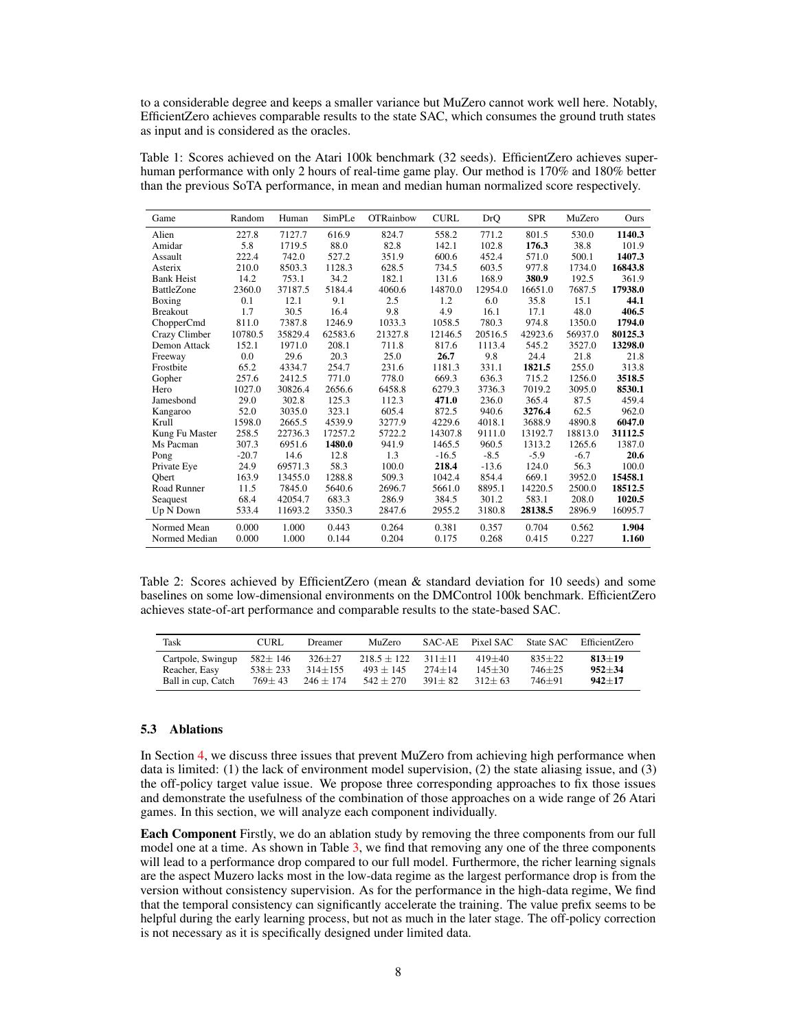to a considerable degree and keeps a smaller variance but MuZero cannot work well here. Notably, EfficientZero achieves comparable results to the state SAC, which consumes the ground truth states as input and is considered as the oracles.

Table 1: Scores achieved on the Atari 100k benchmark (32 seeds). EfficientZero achieves super-human performance with only 2 hours of real-time game play. Our method is 170% and 180% better than the previous SoTA performance, in mean and median human normalized score respectively.

| Game | Random | Human | SimPLe | OTRainbow | CURL | DrQ | SPR | MuZero | Ours |
|---|---|---|---|---|---|---|---|---|---|
| Alien | 227.8 | 7127.7 | 616.9 | 824.7 | 558.2 | 771.2 | 801.5 | 530.0 | **1140.3** |
| Amidar | 5.8 | 1719.5 | 88.0 | 82.8 | 142.1 | 102.8 | **176.3** | 38.8 | 101.9 |
| Assault | 222.4 | 742.0 | 527.2 | 351.9 | 600.6 | 452.4 | 571.0 | 500.1 | **1407.3** |
| Asterix | 210.0 | 8503.3 | 1128.3 | 628.5 | 734.5 | 603.5 | 977.8 | 1734.0 | **16843.8** |
| Bank Heist | 14.2 | 753.1 | 34.2 | 182.1 | 131.6 | 168.9 | **380.9** | 192.5 | 361.9 |
| BattleZone | 2360.0 | 37187.5 | 5184.4 | 4060.6 | 14870.0 | 12954.0 | 16651.0 | 7687.5 | **17938.0** |
| Boxing | 0.1 | 12.1 | 9.1 | 2.5 | 1.2 | 6.0 | 35.8 | 15.1 | **44.1** |
| Breakout | 1.7 | 30.5 | 16.4 | 9.8 | 4.9 | 16.1 | 17.1 | 48.0 | **406.5** |
| ChopperCmd | 811.0 | 7387.8 | 1246.9 | 1033.3 | 1058.5 | 780.3 | 974.8 | 1350.0 | **1794.0** |
| Crazy Climber | 10780.5 | 35829.4 | 62583.6 | 21327.8 | 12146.5 | 20516.5 | 42923.6 | 56937.0 | **80125.3** |
| Demon Attack | 152.1 | 1971.0 | 208.1 | 711.8 | 817.6 | 1113.4 | 545.2 | 3527.0 | **13298.0** |
| Freeway | 0.0 | 29.6 | 20.3 | 25.0 | **26.7** | 9.8 | 24.4 | 21.8 | 21.8 |
| Frostbite | 65.2 | 4334.7 | 254.7 | 231.6 | 1181.3 | 331.1 | **1821.5** | 255.0 | 313.8 |
| Gopher | 257.6 | 2412.5 | 771.0 | 778.0 | 669.3 | 636.3 | 715.2 | 1256.0 | **3518.5** |
| Hero | 1027.0 | 30826.4 | 2656.6 | 6458.8 | 6279.3 | 3736.3 | 7019.2 | 3095.0 | **8530.1** |
| Jamesbond | 29.0 | 302.8 | 125.3 | 112.3 | **471.0** | 236.0 | 365.4 | 87.5 | 459.4 |
| Kangaroo | 52.0 | 3035.0 | 323.1 | 605.4 | 872.5 | 940.6 | **3276.4** | 62.5 | 962.0 |
| Krull | 1598.0 | 2665.5 | 4539.9 | 3277.9 | 4229.6 | 4018.1 | 3688.9 | 4890.8 | **6047.0** |
| Kung Fu Master | 258.5 | 22736.3 | 17257.2 | 5722.2 | 14307.8 | 9111.0 | 13192.7 | 18813.0 | **31112.5** |
| Ms Pacman | 307.3 | 6951.6 | **1480.0** | 941.9 | 1465.5 | 960.5 | 1313.2 | 1265.6 | 1387.0 |
| Pong | -20.7 | 14.6 | 12.8 | 1.3 | -16.5 | -8.5 | -5.9 | -6.7 | **20.6** |
| Private Eye | 24.9 | 69571.3 | 58.3 | 100.0 | **218.4** | -13.6 | 124.0 | 56.3 | 100.0 |
| Qbert | 163.9 | 13455.0 | 1288.8 | 509.3 | 1042.4 | 854.4 | 669.1 | 3952.0 | **15458.1** |
| Road Runner | 11.5 | 7845.0 | 5640.6 | 2696.7 | 5661.0 | 8895.1 | 14220.5 | 2500.0 | **18512.5** |
| Seaquest | 68.4 | 42054.7 | 683.3 | 286.9 | 384.5 | 301.2 | 583.1 | 208.0 | **1020.5** |
| Up N Down | 533.4 | 11693.2 | 3350.3 | 2847.6 | 2955.2 | 3180.8 | **28138.5** | 2896.9 | 16095.7 |
| Normed Mean | 0.000 | 1.000 | 0.443 | 0.264 | 0.381 | 0.357 | 0.704 | 0.562 | **1.904** |
| Normed Median | 0.000 | 1.000 | 0.144 | 0.204 | 0.175 | 0.268 | 0.415 | 0.227 | **1.160** |

Table 2: Scores achieved by EfficientZero (mean & standard deviation for 10 seeds) and some baselines on some low-dimensional environments on the DMControl 100k benchmark. EfficientZero achieves state-of-art performance and comparable results to the state-based SAC.

| Task | CURL | Dreamer | MuZero | SAC-AE | Pixel SAC | State SAC | EfficientZero |
|---|---|---|---|---|---|---|---|
| Cartpole, Swingup | $582\pm 146$ | $326\pm 27$ | $218.5\pm 122$ | $311\pm 11$ | $419\pm 40$ | $835\pm 22$ | $\mathbf{813\pm 19}$ |
| Reacher, Easy | $538\pm 233$ | $314\pm 155$ | $493\pm 145$ | $274\pm 14$ | $145\pm 30$ | $746\pm 25$ | $\mathbf{952\pm 34}$ |
| Ball in cup, Catch | $769\pm 43$ | $246\pm 174$ | $542\pm 270$ | $391\pm 82$ | $312\pm 63$ | $746\pm 91$ | $\mathbf{942\pm 17}$ |

### 5.3 Ablations

In Section 4, we discuss three issues that prevent MuZero from achieving high performance when data is limited: (1) the lack of environment model supervision, (2) the state aliasing issue, and (3) the off-policy target value issue. We propose three corresponding approaches to fix those issues and demonstrate the usefulness of the combination of those approaches on a wide range of 26 Atari games. In this section, we will analyze each component individually.

**Each Component** Firstly, we do an ablation study by removing the three components from our full model one at a time. As shown in Table 3, we find that removing any one of the three components will lead to a performance drop compared to our full model. Furthermore, the richer learning signals are the aspect Muzero lacks most in the low-data regime as the largest performance drop is from the version without consistency supervision. As for the performance in the high-data regime, We find that the temporal consistency can significantly accelerate the training. The value prefix seems to be helpful during the early learning process, but not as much in the later stage. The off-policy correction is not necessary as it is specifically designed under limited data.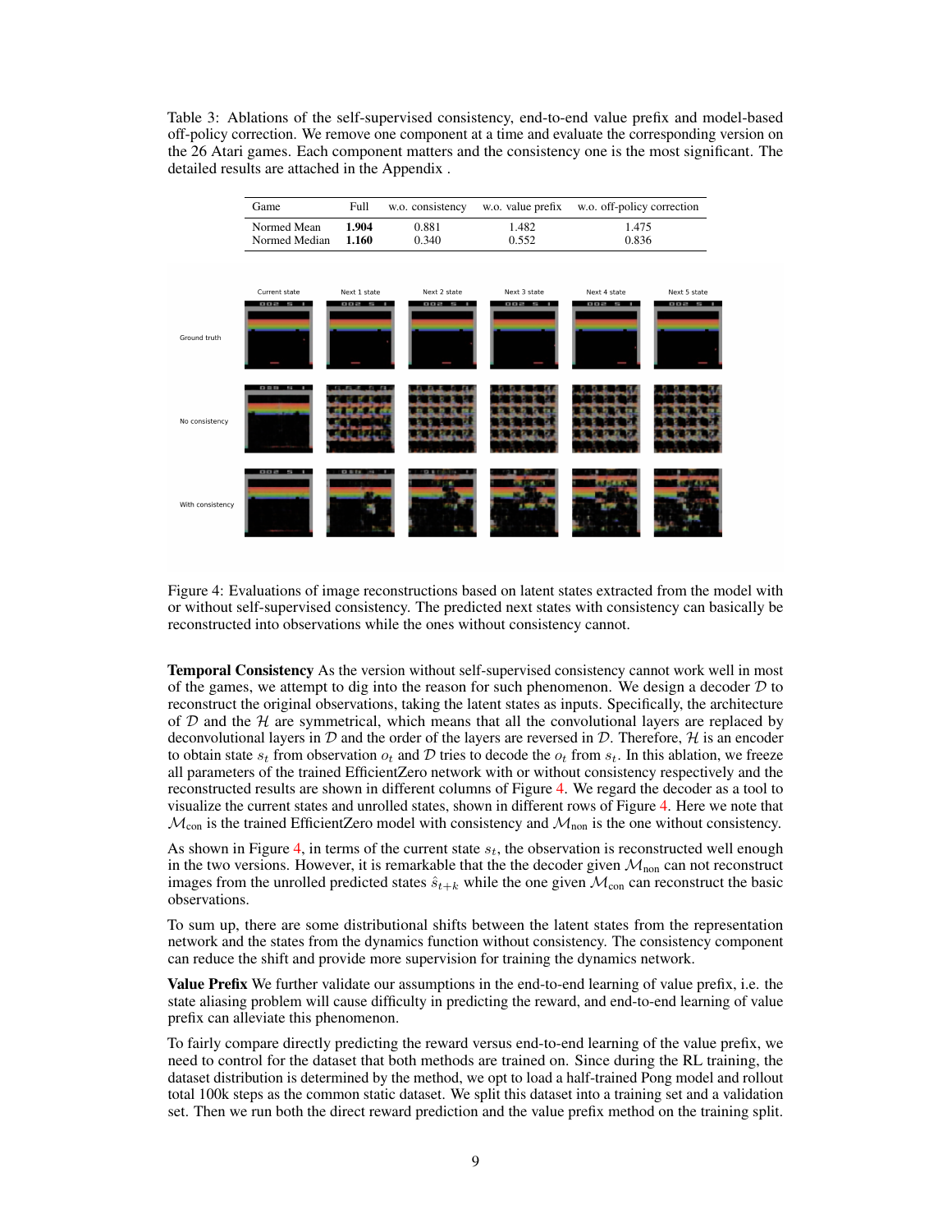Table 3: Ablations of the self-supervised consistency, end-to-end value prefix and model-based off-policy correction. We remove one component at a time and evaluate the corresponding version on the 26 Atari games. Each component matters and the consistency one is the most significant. The detailed results are attached in the Appendix .

| Game | Full | w.o. consistency | w.o. value prefix | w.o. off-policy correction |
|---|---|---|---|---|
| Normed Mean | **1.904** | 0.881 | 1.482 | 1.475 |
| Normed Median | **1.160** | 0.340 | 0.552 | 0.836 |

Figure 4: Evaluations of image reconstructions based on latent states extracted from the model with or without self-supervised consistency. The predicted next states with consistency can basically be reconstructed into observations while the ones without consistency cannot.

**Temporal Consistency** As the version without self-supervised consistency cannot work well in most of the games, we attempt to dig into the reason for such phenomenon. We design a decoder $\mathcal{D}$ to reconstruct the original observations, taking the latent states as inputs. Specifically, the architecture of $\mathcal{D}$ and the $\mathcal{H}$ are symmetrical, which means that all the convolutional layers are replaced by deconvolutional layers in $\mathcal{D}$ and the order of the layers are reversed in $\mathcal{D}$. Therefore, $\mathcal{H}$ is an encoder to obtain state $s_t$ from observation $o_t$ and $\mathcal{D}$ tries to decode the $o_t$ from $s_t$. In this ablation, we freeze all parameters of the trained EfficientZero network with or without consistency respectively and the reconstructed results are shown in different columns of Figure 4. We regard the decoder as a tool to visualize the current states and unrolled states, shown in different rows of Figure 4. Here we note that $\mathcal{M}_{\text{con}}$ is the trained EfficientZero model with consistency and $\mathcal{M}_{\text{non}}$ is the one without consistency.

As shown in Figure 4, in terms of the current state $s_t$, the observation is reconstructed well enough in the two versions. However, it is remarkable that the the decoder given $\mathcal{M}_{\text{non}}$ can not reconstruct images from the unrolled predicted states $\hat{s}_{t+k}$ while the one given $\mathcal{M}_{\text{con}}$ can reconstruct the basic observations.

To sum up, there are some distributional shifts between the latent states from the representation network and the states from the dynamics function without consistency. The consistency component can reduce the shift and provide more supervision for training the dynamics network.

**Value Prefix** We further validate our assumptions in the end-to-end learning of value prefix, i.e. the state aliasing problem will cause difficulty in predicting the reward, and end-to-end learning of value prefix can alleviate this phenomenon.

To fairly compare directly predicting the reward versus end-to-end learning of the value prefix, we need to control for the dataset that both methods are trained on. Since during the RL training, the dataset distribution is determined by the method, we opt to load a half-trained Pong model and rollout total 100k steps as the common static dataset. We split this dataset into a training set and a validation set. Then we run both the direct reward prediction and the value prefix method on the training split.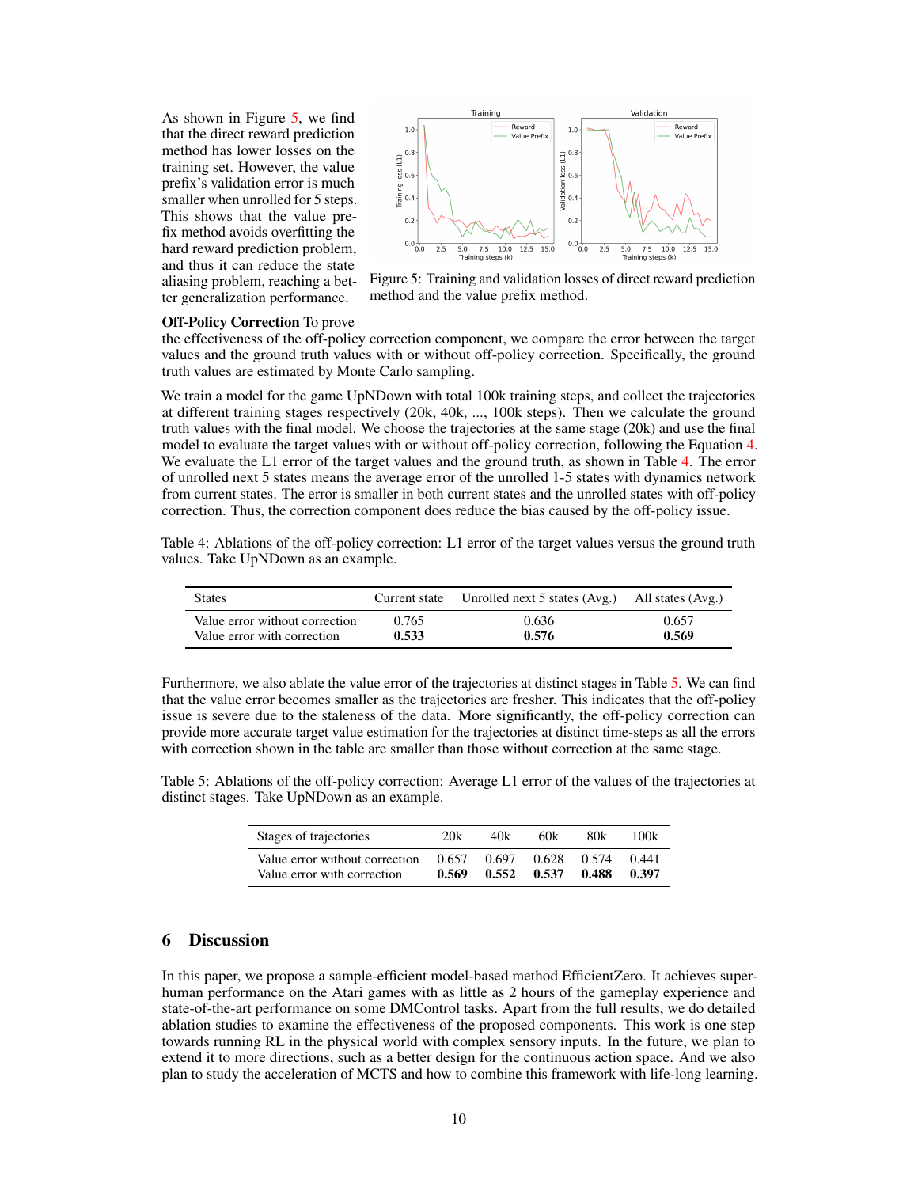As shown in Figure 5, we find that the direct reward prediction method has lower losses on the training set. However, the value prefix's validation error is much smaller when unrolled for 5 steps. This shows that the value prefix method avoids overfitting the hard reward prediction problem, and thus it can reduce the state aliasing problem, reaching a better generalization performance.

Figure 5: Training and validation losses of direct reward prediction method and the value prefix method.

**Off-Policy Correction** To prove the effectiveness of the off-policy correction component, we compare the error between the target values and the ground truth values with or without off-policy correction. Specifically, the ground truth values are estimated by Monte Carlo sampling.

We train a model for the game UpNDown with total 100k training steps, and collect the trajectories at different training stages respectively (20k, 40k, ..., 100k steps). Then we calculate the ground truth values with the final model. We choose the trajectories at the same stage (20k) and use the final model to evaluate the target values with or without off-policy correction, following the Equation 4. We evaluate the L1 error of the target values and the ground truth, as shown in Table 4. The error of unrolled next 5 states means the average error of the unrolled 1-5 states with dynamics network from current states. The error is smaller in both current states and the unrolled states with off-policy correction. Thus, the correction component does reduce the bias caused by the off-policy issue.

Table 4: Ablations of the off-policy correction: L1 error of the target values versus the ground truth values. Take UpNDown as an example.

| States | Current state | Unrolled next 5 states (Avg.) | All states (Avg.) |
|---|---|---|---|
| Value error without correction | 0.765 | 0.636 | 0.657 |
| Value error with correction | **0.533** | **0.576** | **0.569** |

Furthermore, we also ablate the value error of the trajectories at distinct stages in Table 5. We can find that the value error becomes smaller as the trajectories are fresher. This indicates that the off-policy issue is severe due to the staleness of the data. More significantly, the off-policy correction can provide more accurate target value estimation for the trajectories at distinct time-steps as all the errors with correction shown in the table are smaller than those without correction at the same stage.

Table 5: Ablations of the off-policy correction: Average L1 error of the values of the trajectories at distinct stages. Take UpNDown as an example.

| Stages of trajectories | 20k | 40k | 60k | 80k | 100k |
|---|---|---|---|---|---|
| Value error without correction | 0.657 | 0.697 | 0.628 | 0.574 | 0.441 |
| Value error with correction | **0.569** | **0.552** | **0.537** | **0.488** | **0.397** |

## 6 Discussion

In this paper, we propose a sample-efficient model-based method EfficientZero. It achieves super-human performance on the Atari games with as little as 2 hours of the gameplay experience and state-of-the-art performance on some DMControl tasks. Apart from the full results, we do detailed ablation studies to examine the effectiveness of the proposed components. This work is one step towards running RL in the physical world with complex sensory inputs. In the future, we plan to extend it to more directions, such as a better design for the continuous action space. And we also plan to study the acceleration of MCTS and how to combine this framework with life-long learning.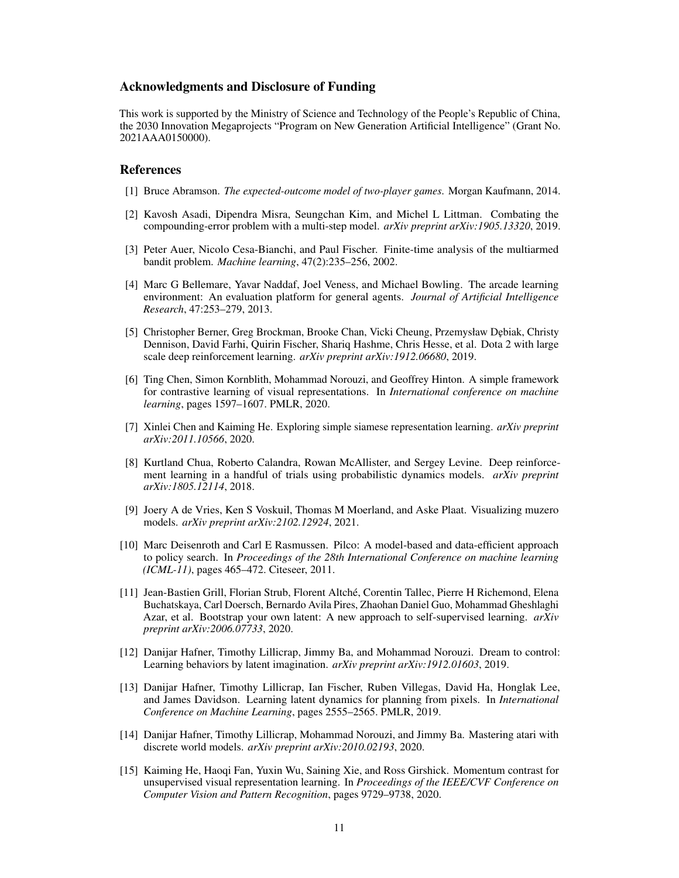## Acknowledgments and Disclosure of Funding

This work is supported by the Ministry of Science and Technology of the People's Republic of China, the 2030 Innovation Megaprojects "Program on New Generation Artificial Intelligence" (Grant No. 2021AAA0150000).

## References

[1] Bruce Abramson. *The expected-outcome model of two-player games*. Morgan Kaufmann, 2014.

[2] Kavosh Asadi, Dipendra Misra, Seungchan Kim, and Michel L Littman. Combating the compounding-error problem with a multi-step model. *arXiv preprint arXiv:1905.13320*, 2019.

[3] Peter Auer, Nicolo Cesa-Bianchi, and Paul Fischer. Finite-time analysis of the multiarmed bandit problem. *Machine learning*, 47(2):235–256, 2002.

[4] Marc G Bellemare, Yavar Naddaf, Joel Veness, and Michael Bowling. The arcade learning environment: An evaluation platform for general agents. *Journal of Artificial Intelligence Research*, 47:253–279, 2013.

[5] Christopher Berner, Greg Brockman, Brooke Chan, Vicki Cheung, Przemysław Dębiak, Christy Dennison, David Farhi, Quirin Fischer, Shariq Hashme, Chris Hesse, et al. Dota 2 with large scale deep reinforcement learning. *arXiv preprint arXiv:1912.06680*, 2019.

[6] Ting Chen, Simon Kornblith, Mohammad Norouzi, and Geoffrey Hinton. A simple framework for contrastive learning of visual representations. In *International conference on machine learning*, pages 1597–1607. PMLR, 2020.

[7] Xinlei Chen and Kaiming He. Exploring simple siamese representation learning. *arXiv preprint arXiv:2011.10566*, 2020.

[8] Kurtland Chua, Roberto Calandra, Rowan McAllister, and Sergey Levine. Deep reinforcement learning in a handful of trials using probabilistic dynamics models. *arXiv preprint arXiv:1805.12114*, 2018.

[9] Joery A de Vries, Ken S Voskuil, Thomas M Moerland, and Aske Plaat. Visualizing muzero models. *arXiv preprint arXiv:2102.12924*, 2021.

[10] Marc Deisenroth and Carl E Rasmussen. Pilco: A model-based and data-efficient approach to policy search. In *Proceedings of the 28th International Conference on machine learning (ICML-11)*, pages 465–472. Citeseer, 2011.

[11] Jean-Bastien Grill, Florian Strub, Florent Altché, Corentin Tallec, Pierre H Richemond, Elena Buchatskaya, Carl Doersch, Bernardo Avila Pires, Zhaohan Daniel Guo, Mohammad Gheshlaghi Azar, et al. Bootstrap your own latent: A new approach to self-supervised learning. *arXiv preprint arXiv:2006.07733*, 2020.

[12] Danijar Hafner, Timothy Lillicrap, Jimmy Ba, and Mohammad Norouzi. Dream to control: Learning behaviors by latent imagination. *arXiv preprint arXiv:1912.01603*, 2019.

[13] Danijar Hafner, Timothy Lillicrap, Ian Fischer, Ruben Villegas, David Ha, Honglak Lee, and James Davidson. Learning latent dynamics for planning from pixels. In *International Conference on Machine Learning*, pages 2555–2565. PMLR, 2019.

[14] Danijar Hafner, Timothy Lillicrap, Mohammad Norouzi, and Jimmy Ba. Mastering atari with discrete world models. *arXiv preprint arXiv:2010.02193*, 2020.

[15] Kaiming He, Haoqi Fan, Yuxin Wu, Saining Xie, and Ross Girshick. Momentum contrast for unsupervised visual representation learning. In *Proceedings of the IEEE/CVF Conference on Computer Vision and Pattern Recognition*, pages 9729–9738, 2020.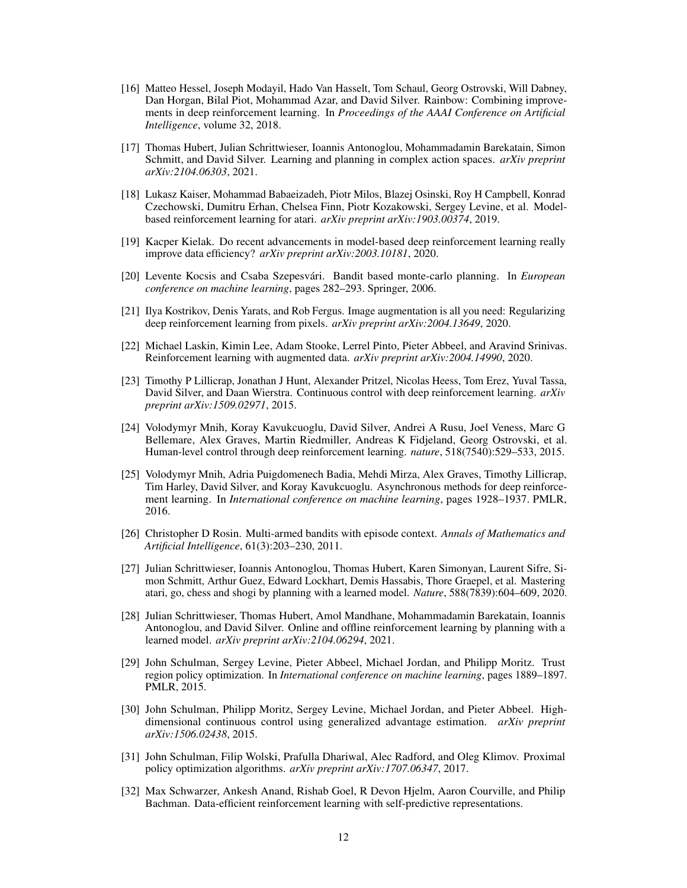[16] Matteo Hessel, Joseph Modayil, Hado Van Hasselt, Tom Schaul, Georg Ostrovski, Will Dabney, Dan Horgan, Bilal Piot, Mohammad Azar, and David Silver. Rainbow: Combining improvements in deep reinforcement learning. In *Proceedings of the AAAI Conference on Artificial Intelligence*, volume 32, 2018.

[17] Thomas Hubert, Julian Schrittwieser, Ioannis Antonoglou, Mohammadamin Barekatain, Simon Schmitt, and David Silver. Learning and planning in complex action spaces. *arXiv preprint arXiv:2104.06303*, 2021.

[18] Lukasz Kaiser, Mohammad Babaeizadeh, Piotr Milos, Blazej Osinski, Roy H Campbell, Konrad Czechowski, Dumitru Erhan, Chelsea Finn, Piotr Kozakowski, Sergey Levine, et al. Model-based reinforcement learning for atari. *arXiv preprint arXiv:1903.00374*, 2019.

[19] Kacper Kielak. Do recent advancements in model-based deep reinforcement learning really improve data efficiency? *arXiv preprint arXiv:2003.10181*, 2020.

[20] Levente Kocsis and Csaba Szepesvári. Bandit based monte-carlo planning. In *European conference on machine learning*, pages 282–293. Springer, 2006.

[21] Ilya Kostrikov, Denis Yarats, and Rob Fergus. Image augmentation is all you need: Regularizing deep reinforcement learning from pixels. *arXiv preprint arXiv:2004.13649*, 2020.

[22] Michael Laskin, Kimin Lee, Adam Stooke, Lerrel Pinto, Pieter Abbeel, and Aravind Srinivas. Reinforcement learning with augmented data. *arXiv preprint arXiv:2004.14990*, 2020.

[23] Timothy P Lillicrap, Jonathan J Hunt, Alexander Pritzel, Nicolas Heess, Tom Erez, Yuval Tassa, David Silver, and Daan Wierstra. Continuous control with deep reinforcement learning. *arXiv preprint arXiv:1509.02971*, 2015.

[24] Volodymyr Mnih, Koray Kavukcuoglu, David Silver, Andrei A Rusu, Joel Veness, Marc G Bellemare, Alex Graves, Martin Riedmiller, Andreas K Fidjeland, Georg Ostrovski, et al. Human-level control through deep reinforcement learning. *nature*, 518(7540):529–533, 2015.

[25] Volodymyr Mnih, Adria Puigdomenech Badia, Mehdi Mirza, Alex Graves, Timothy Lillicrap, Tim Harley, David Silver, and Koray Kavukcuoglu. Asynchronous methods for deep reinforcement learning. In *International conference on machine learning*, pages 1928–1937. PMLR, 2016.

[26] Christopher D Rosin. Multi-armed bandits with episode context. *Annals of Mathematics and Artificial Intelligence*, 61(3):203–230, 2011.

[27] Julian Schrittwieser, Ioannis Antonoglou, Thomas Hubert, Karen Simonyan, Laurent Sifre, Simon Schmitt, Arthur Guez, Edward Lockhart, Demis Hassabis, Thore Graepel, et al. Mastering atari, go, chess and shogi by planning with a learned model. *Nature*, 588(7839):604–609, 2020.

[28] Julian Schrittwieser, Thomas Hubert, Amol Mandhane, Mohammadamin Barekatain, Ioannis Antonoglou, and David Silver. Online and offline reinforcement learning by planning with a learned model. *arXiv preprint arXiv:2104.06294*, 2021.

[29] John Schulman, Sergey Levine, Pieter Abbeel, Michael Jordan, and Philipp Moritz. Trust region policy optimization. In *International conference on machine learning*, pages 1889–1897. PMLR, 2015.

[30] John Schulman, Philipp Moritz, Sergey Levine, Michael Jordan, and Pieter Abbeel. High-dimensional continuous control using generalized advantage estimation. *arXiv preprint arXiv:1506.02438*, 2015.

[31] John Schulman, Filip Wolski, Prafulla Dhariwal, Alec Radford, and Oleg Klimov. Proximal policy optimization algorithms. *arXiv preprint arXiv:1707.06347*, 2017.

[32] Max Schwarzer, Ankesh Anand, Rishab Goel, R Devon Hjelm, Aaron Courville, and Philip Bachman. Data-efficient reinforcement learning with self-predictive representations.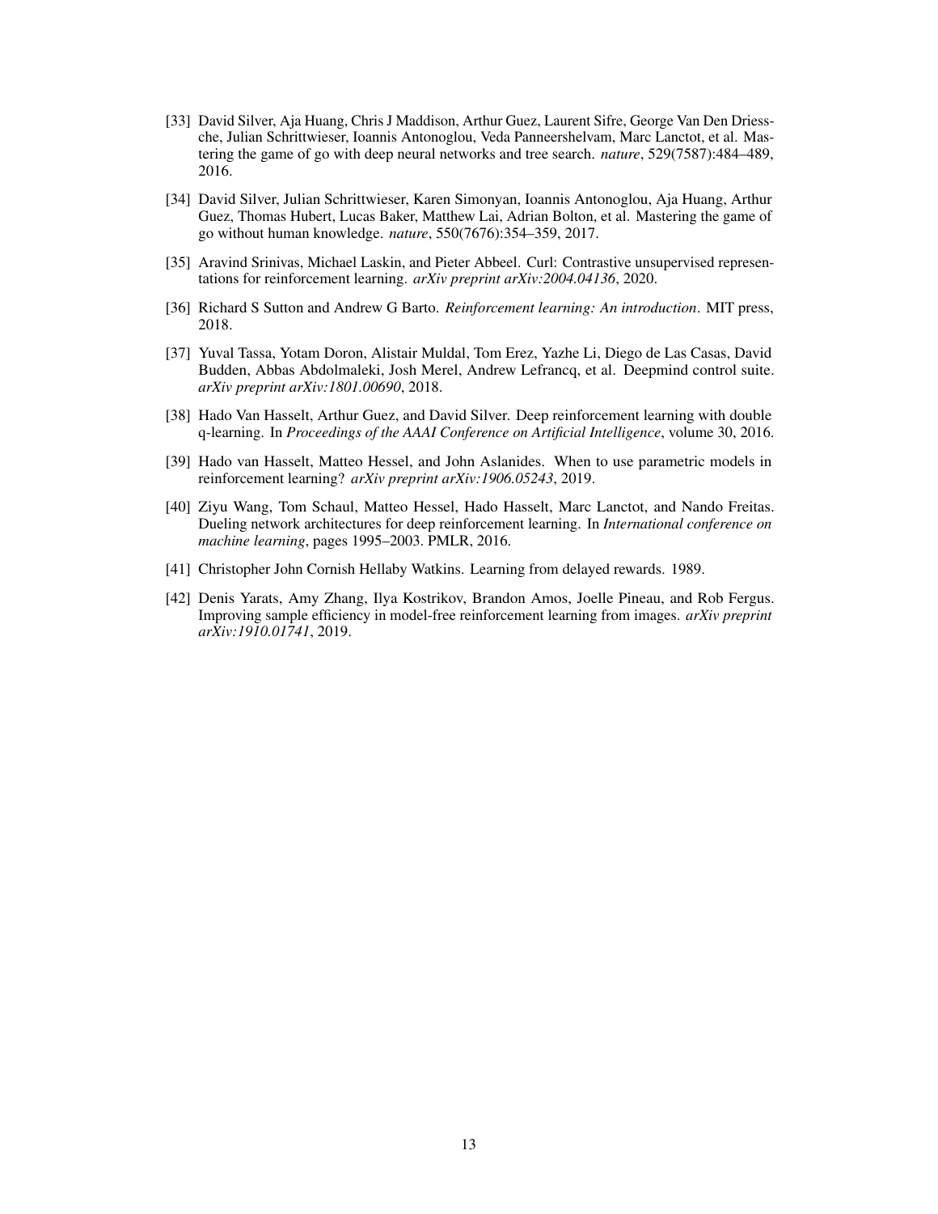[33] David Silver, Aja Huang, Chris J Maddison, Arthur Guez, Laurent Sifre, George Van Den Driessche, Julian Schrittwieser, Ioannis Antonoglou, Veda Panneershelvam, Marc Lanctot, et al. Mastering the game of go with deep neural networks and tree search. *nature*, 529(7587):484–489, 2016.

[34] David Silver, Julian Schrittwieser, Karen Simonyan, Ioannis Antonoglou, Aja Huang, Arthur Guez, Thomas Hubert, Lucas Baker, Matthew Lai, Adrian Bolton, et al. Mastering the game of go without human knowledge. *nature*, 550(7676):354–359, 2017.

[35] Aravind Srinivas, Michael Laskin, and Pieter Abbeel. Curl: Contrastive unsupervised representations for reinforcement learning. *arXiv preprint arXiv:2004.04136*, 2020.

[36] Richard S Sutton and Andrew G Barto. *Reinforcement learning: An introduction*. MIT press, 2018.

[37] Yuval Tassa, Yotam Doron, Alistair Muldal, Tom Erez, Yazhe Li, Diego de Las Casas, David Budden, Abbas Abdolmaleki, Josh Merel, Andrew Lefrancq, et al. Deepmind control suite. *arXiv preprint arXiv:1801.00690*, 2018.

[38] Hado Van Hasselt, Arthur Guez, and David Silver. Deep reinforcement learning with double q-learning. In *Proceedings of the AAAI Conference on Artificial Intelligence*, volume 30, 2016.

[39] Hado van Hasselt, Matteo Hessel, and John Aslanides. When to use parametric models in reinforcement learning? *arXiv preprint arXiv:1906.05243*, 2019.

[40] Ziyu Wang, Tom Schaul, Matteo Hessel, Hado Hasselt, Marc Lanctot, and Nando Freitas. Dueling network architectures for deep reinforcement learning. In *International conference on machine learning*, pages 1995–2003. PMLR, 2016.

[41] Christopher John Cornish Hellaby Watkins. Learning from delayed rewards. 1989.

[42] Denis Yarats, Amy Zhang, Ilya Kostrikov, Brandon Amos, Joelle Pineau, and Rob Fergus. Improving sample efficiency in model-free reinforcement learning from images. *arXiv preprint arXiv:1910.01741*, 2019.